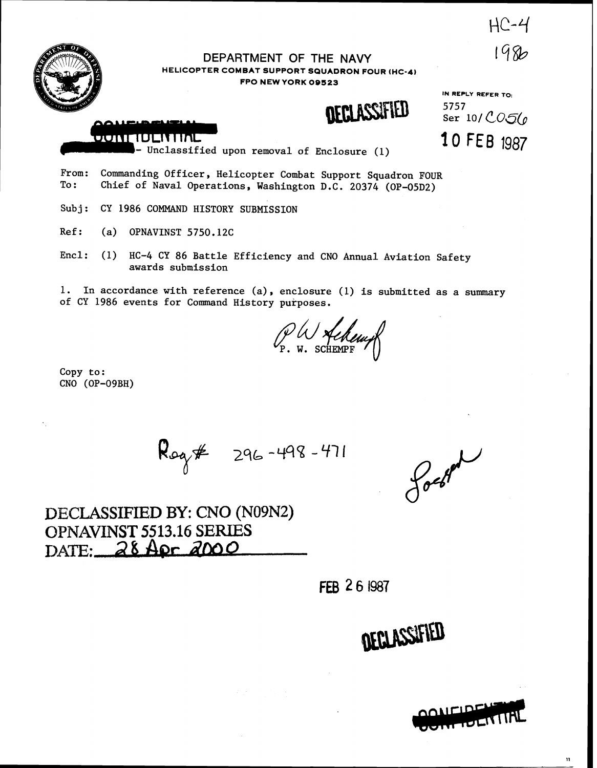HC-4
1986

# DEPARTMENT OF THE NAVY

**HELICOPTER COMBAT SUPPORT SQUADRON FOUR (HC-4)**
**FPO NEW YORK 09523**

IN REPLY REFER TO:
5757
Ser 10/C056
10 FEB 1987

DECLASSIFIED

CONFIDENTIAL - Unclassified upon removal of Enclosure (1)

From: Commanding Officer, Helicopter Combat Support Squadron FOUR
To: Chief of Naval Operations, Washington D.C. 20374 (OP-05D2)

Subj: CY 1986 COMMAND HISTORY SUBMISSION

Ref: (a) OPNAVINST 5750.12C

Encl: (1) HC-4 CY 86 Battle Efficiency and CNO Annual Aviation Safety awards submission

1. In accordance with reference (a), enclosure (1) is submitted as a summary of CY 1986 events for Command History purposes.

P. W. SCHEMPF

Copy to:
CNO (OP-09BH)

Reg # 296-498-471

DECLASSIFIED BY: CNO (N09N2)
OPNAVINST 5513.16 SERIES
DATE: 28 Apr 2000

FEB 26 1987

DECLASSIFIED

CONFIDENTIAL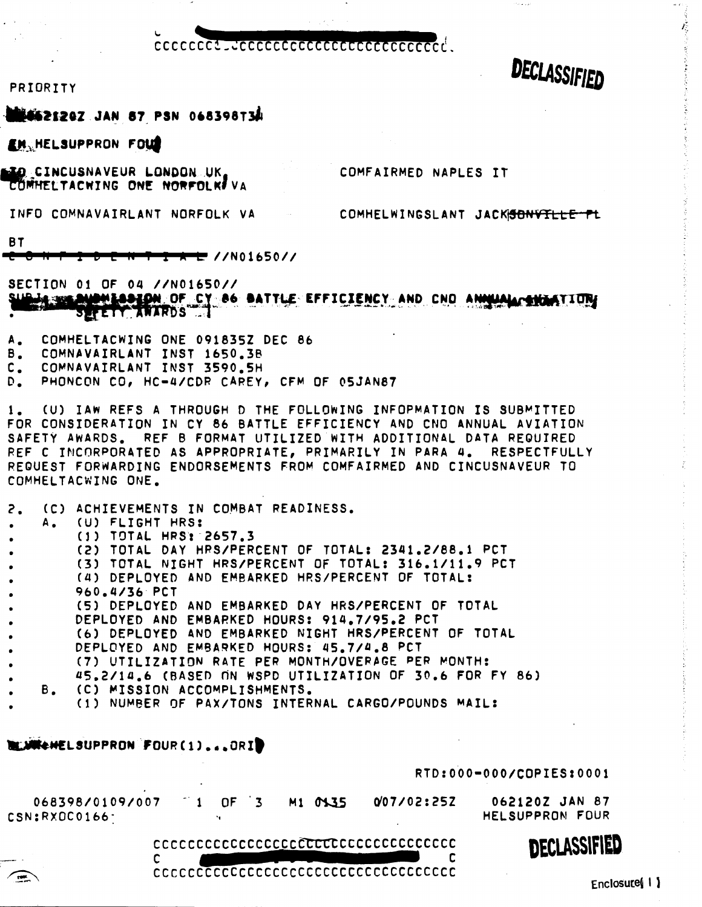CCCCCCCC CCCCCCCCCCCCCCCCCCCCCCCCCC.

**DECLASSIFIED**

PRIORITY

062120Z JAN 87 PSN 068398T34

FM HELSUPPRON FOUR

TO CINCUSNAVEUR LONDON UK, COMFAIRMED NAPLES IT
COMHELTACWING ONE NORFOLK VA

INFO COMNAVAIRLANT NORFOLK VA COMHELWINGSLANT JACKSONVILLE FL

BT

~~C O N F I D E N T I A L~~ //N01650//

SECTION 01 OF 04 //N01650//

SUBJ: SUBMISSION OF CY 86 BATTLE EFFICIENCY AND CNO ANNUAL AVIATION SAFETY AWARDS

A. COMHELTACWING ONE 091835Z DEC 86
B. COMNAVAIRLANT INST 1650.3B
C. COMNAVAIRLANT INST 3590.5H
D. PHONCON CO, HC-4/CDR CAREY, CFM OF 05JAN87

1. (U) IAW REFS A THROUGH D THE FOLLOWING INFORMATION IS SUBMITTED FOR CONSIDERATION IN CY 86 BATTLE EFFICIENCY AND CNO ANNUAL AVIATION SAFETY AWARDS. REF B FORMAT UTILIZED WITH ADDITIONAL DATA REQUIRED REF C INCORPORATED AS APPROPRIATE, PRIMARILY IN PARA 4. RESPECTFULLY REQUEST FORWARDING ENDORSEMENTS FROM COMFAIRMED AND CINCUSNAVEUR TO COMHELTACWING ONE.

2. (C) ACHIEVEMENTS IN COMBAT READINESS.
   - A. (U) FLIGHT HRS:
     - (1) TOTAL HRS: 2657.3
     - (2) TOTAL DAY HRS/PERCENT OF TOTAL: 2341.2/88.1 PCT
     - (3) TOTAL NIGHT HRS/PERCENT OF TOTAL: 316.1/11.9 PCT
     - (4) DEPLOYED AND EMBARKED HRS/PERCENT OF TOTAL: 960.4/36 PCT
     - (5) DEPLOYED AND EMBARKED DAY HRS/PERCENT OF TOTAL DEPLOYED AND EMBARKED HOURS: 914.7/95.2 PCT
     - (6) DEPLOYED AND EMBARKED NIGHT HRS/PERCENT OF TOTAL DEPLOYED AND EMBARKED HOURS: 45.7/4.8 PCT
     - (7) UTILIZATION RATE PER MONTH/OVERAGE PER MONTH: 45.2/14.6 (BASED ON WSPD UTILIZATION OF 30.6 FOR FY 86)
   - B. (C) MISSION ACCOMPLISHMENTS.
     - (1) NUMBER OF PAX/TONS INTERNAL CARGO/POUNDS MAIL:

HELSUPPRON FOUR(1)...ORIG

RTD:000-000/COPIES:0001

068398/0109/007 1 OF 3 M1 0135 007/02:25Z 062120Z JAN 87
CSN:RXOC0166 HELSUPPRON FOUR

CCCCCCCCCCCCCCCCCCCCCCCCCCCCCCCCCCCC
C C
CCCCCCCCCCCCCCCCCCCCCCCCCCCCCCCCCCCC

**DECLASSIFIED**

Enclosure( 1 )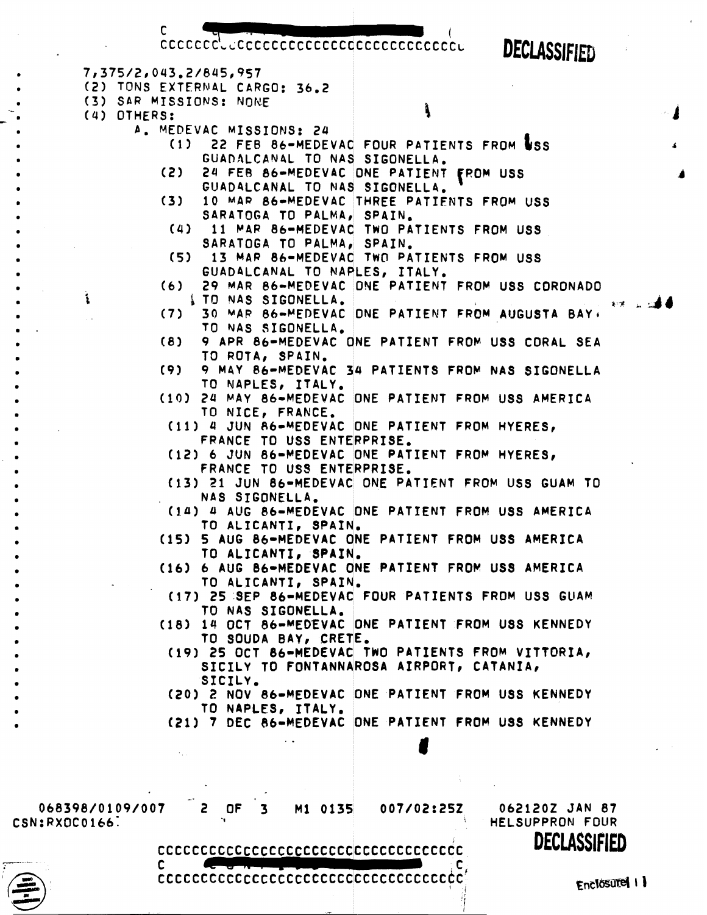7,375/2,043.2/845,957

(2) TONS EXTERNAL CARGO: 36.2

(3) SAR MISSIONS: NONE

(4) OTHERS:

A. MEDEVAC MISSIONS: 24

(1) 22 FEB 86-MEDEVAC FOUR PATIENTS FROM USS GUADALCANAL TO NAS SIGONELLA.

(2) 24 FEB 86-MEDEVAC ONE PATIENT FROM USS GUADALCANAL TO NAS SIGONELLA.

(3) 10 MAR 86-MEDEVAC THREE PATIENTS FROM USS SARATOGA TO PALMA, SPAIN.

(4) 11 MAR 86-MEDEVAC TWO PATIENTS FROM USS SARATOGA TO PALMA, SPAIN.

(5) 13 MAR 86-MEDEVAC TWO PATIENTS FROM USS GUADALCANAL TO NAPLES, ITALY.

(6) 29 MAR 86-MEDEVAC ONE PATIENT FROM USS CORONADO TO NAS SIGONELLA.

(7) 30 MAR 86-MEDEVAC ONE PATIENT FROM AUGUSTA BAY, TO NAS SIGONELLA.

(8) 9 APR 86-MEDEVAC ONE PATIENT FROM USS CORAL SEA TO ROTA, SPAIN.

(9) 9 MAY 86-MEDEVAC 34 PATIENTS FROM NAS SIGONELLA TO NAPLES, ITALY.

(10) 24 MAY 86-MEDEVAC ONE PATIENT FROM USS AMERICA TO NICE, FRANCE.

(11) 4 JUN 86-MEDEVAC ONE PATIENT FROM HYERES, FRANCE TO USS ENTERPRISE.

(12) 6 JUN 86-MEDEVAC ONE PATIENT FROM HYERES, FRANCE TO USS ENTERPRISE.

(13) 21 JUN 86-MEDEVAC ONE PATIENT FROM USS GUAM TO NAS SIGONELLA.

(14) 4 AUG 86-MEDEVAC ONE PATIENT FROM USS AMERICA TO ALICANTI, SPAIN.

(15) 5 AUG 86-MEDEVAC ONE PATIENT FROM USS AMERICA TO ALICANTI, SPAIN.

(16) 6 AUG 86-MEDEVAC ONE PATIENT FROM USS AMERICA TO ALICANTI, SPAIN.

(17) 25 SEP 86-MEDEVAC FOUR PATIENTS FROM USS GUAM TO NAS SIGONELLA.

(18) 14 OCT 86-MEDEVAC ONE PATIENT FROM USS KENNEDY TO SOUDA BAY, CRETE.

(19) 25 OCT 86-MEDEVAC TWO PATIENTS FROM VITTORIA, SICILY TO FONTANNAROSA AIRPORT, CATANIA, SICILY.

(20) 2 NOV 86-MEDEVAC ONE PATIENT FROM USS KENNEDY TO NAPLES, ITALY.

(21) 7 DEC 86-MEDEVAC ONE PATIENT FROM USS KENNEDY

068398/0109/007 2 OF 3 M1 0135 007/02:25Z 062120Z JAN 87
CSN:RXOC0166 HELSUPPRON FOUR

Enclosure 11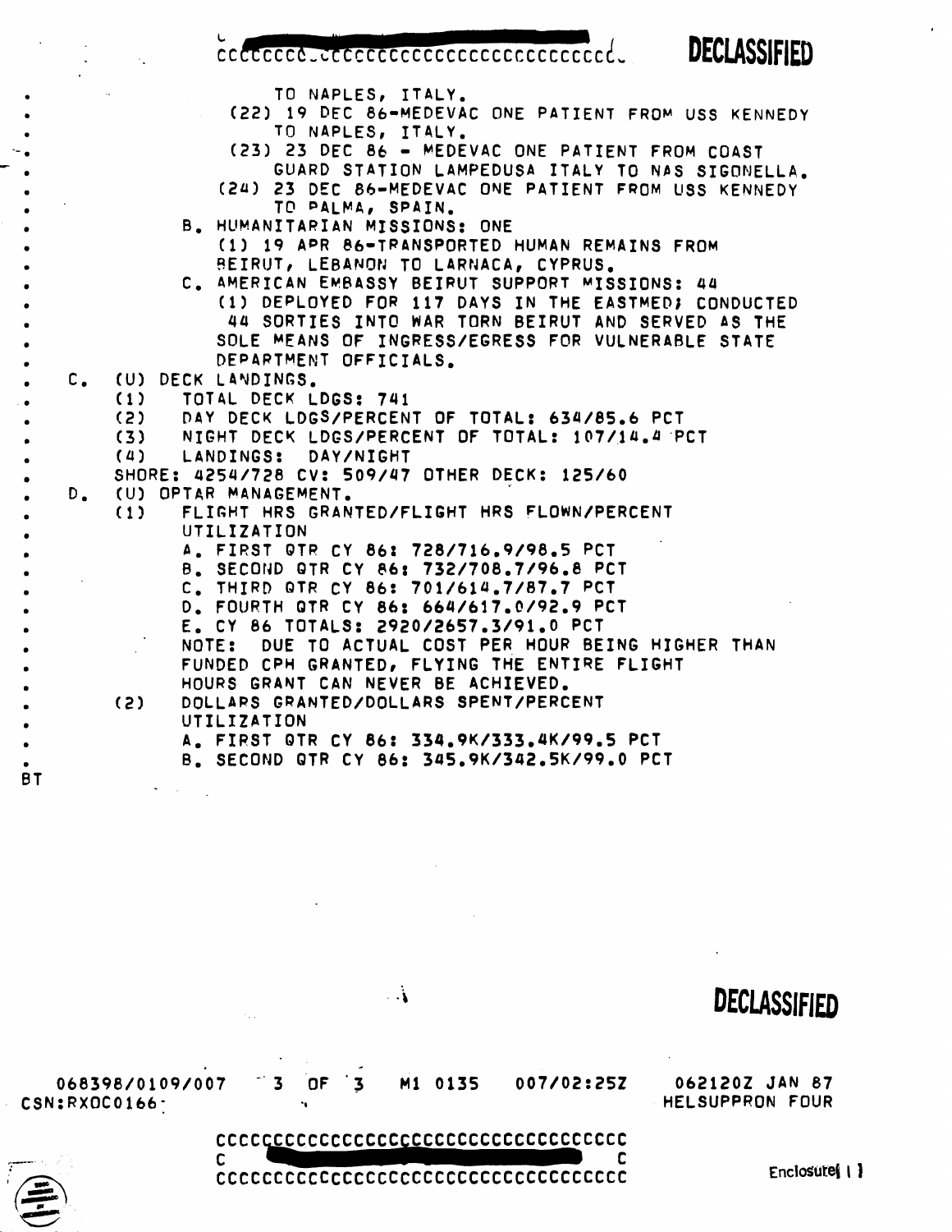TO NAPLES, ITALY.

(22) 19 DEC 86-MEDEVAC ONE PATIENT FROM USS KENNEDY TO NAPLES, ITALY.

(23) 23 DEC 86 - MEDEVAC ONE PATIENT FROM COAST GUARD STATION LAMPEDUSA ITALY TO NAS SIGONELLA.

(24) 23 DEC 86-MEDEVAC ONE PATIENT FROM USS KENNEDY TO PALMA, SPAIN.

B. HUMANITARIAN MISSIONS: ONE

(1) 19 APR 86-TRANSPORTED HUMAN REMAINS FROM BEIRUT, LEBANON TO LARNACA, CYPRUS.

C. AMERICAN EMBASSY BEIRUT SUPPORT MISSIONS: 44

(1) DEPLOYED FOR 117 DAYS IN THE EASTMED; CONDUCTED 44 SORTIES INTO WAR TORN BEIRUT AND SERVED AS THE SOLE MEANS OF INGRESS/EGRESS FOR VULNERABLE STATE DEPARTMENT OFFICIALS.

C. (U) DECK LANDINGS.

(1) TOTAL DECK LDGS: 741

(2) DAY DECK LDGS/PERCENT OF TOTAL: 634/85.6 PCT

(3) NIGHT DECK LDGS/PERCENT OF TOTAL: 107/14.4 PCT

(4) LANDINGS: DAY/NIGHT

SHORE: 4254/728 CV: 509/47 OTHER DECK: 125/60

D. (U) OPTAR MANAGEMENT.

(1) FLIGHT HRS GRANTED/FLIGHT HRS FLOWN/PERCENT UTILIZATION

A. FIRST QTR CY 86: 728/716.9/98.5 PCT

B. SECOND QTR CY 86: 732/708.7/96.8 PCT

C. THIRD QTR CY 86: 701/614.7/87.7 PCT

D. FOURTH QTR CY 86: 664/617.0/92.9 PCT

E. CY 86 TOTALS: 2920/2657.3/91.0 PCT

NOTE: DUE TO ACTUAL COST PER HOUR BEING HIGHER THAN FUNDED CPH GRANTED, FLYING THE ENTIRE FLIGHT HOURS GRANT CAN NEVER BE ACHIEVED.

(2) DOLLARS GRANTED/DOLLARS SPENT/PERCENT UTILIZATION

A. FIRST QTR CY 86: 334.9K/333.4K/99.5 PCT

B. SECOND QTR CY 86: 345.9K/342.5K/99.0 PCT

BT

068398/0109/007 3 OF 3 M1 0135 007/02:25Z 062120Z JAN 87
CSN:RXOC0166 HELSUPPRON FOUR

Enclosure (1)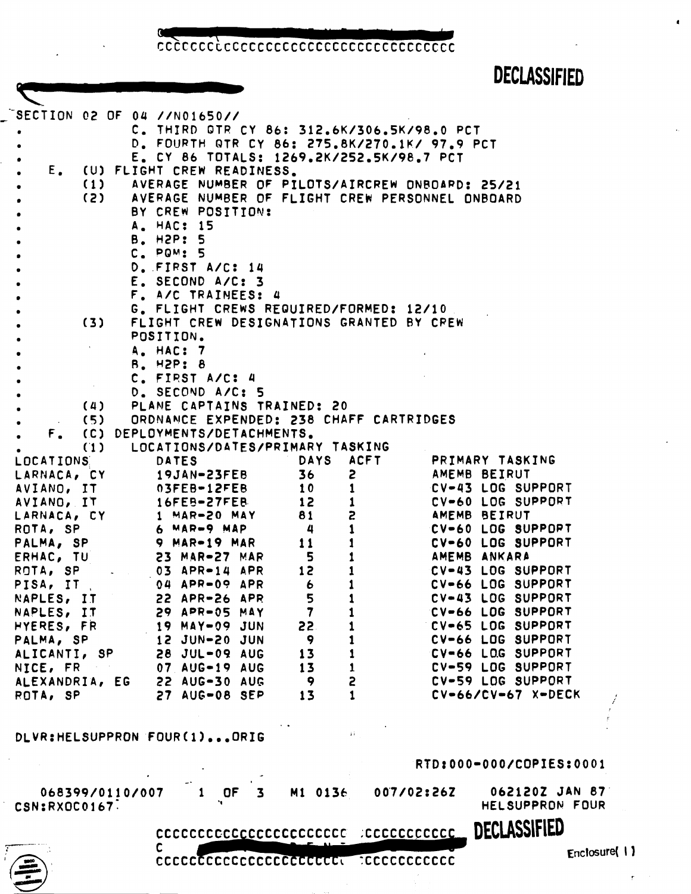DECLASSIFIED

SECTION 02 OF 04 //N01650//

C. THIRD QTR CY 86: 312.6K/306.5K/98.0 PCT
D. FOURTH QTR CY 86: 275.8K/270.1K/ 97.9 PCT
E. CY 86 TOTALS: 1269.2K/252.5K/98.7 PCT

E. (U) FLIGHT CREW READINESS.

(1) AVERAGE NUMBER OF PILOTS/AIRCREW ONBOARD: 25/21

(2) AVERAGE NUMBER OF FLIGHT CREW PERSONNEL ONBOARD BY CREW POSITION:

A. HAC: 15
B. H2P: 5
C. PQM: 5
D. FIRST A/C: 14
E. SECOND A/C: 3
F. A/C TRAINEES: 4
G. FLIGHT CREWS REQUIRED/FORMED: 12/10

(3) FLIGHT CREW DESIGNATIONS GRANTED BY CREW POSITION.

A. HAC: 7
B. H2P: 8
C. FIRST A/C: 4
D. SECOND A/C: 5

(4) PLANE CAPTAINS TRAINED: 20

(5) ORDNANCE EXPENDED: 238 CHAFF CARTRIDGES

F. (C) DEPLOYMENTS/DETACHMENTS.

(1) LOCATIONS/DATES/PRIMARY TASKING

| LOCATIONS | DATES | DAYS | ACFT | PRIMARY TASKING |
|---|---|---|---|---|
| LARNACA, CY | 19JAN-23FEB | 36 | 2 | AMEMB BEIRUT |
| AVIANO, IT | 03FEB-12FEB | 10 | 1 | CV-43 LOG SUPPORT |
| AVIANO, IT | 16FEB-27FEB | 12 | 1 | CV-60 LOG SUPPORT |
| LARNACA, CY | 1 MAR-20 MAY | 81 | 2 | AMEMB BEIRUT |
| ROTA, SP | 6 MAR-9 MAR | 4 | 1 | CV-60 LOG SUPPORT |
| PALMA, SP | 9 MAR-19 MAR | 11 | 1 | CV-60 LOG SUPPORT |
| ERHAC, TU | 23 MAR-27 MAR | 5 | 1 | AMEMB ANKARA |
| ROTA, SP | 03 APR-14 APR | 12 | 1 | CV-43 LOG SUPPORT |
| PISA, IT | 04 APR-09 APR | 6 | 1 | CV-66 LOG SUPPORT |
| NAPLES, IT | 22 APR-26 APR | 5 | 1 | CV-43 LOG SUPPORT |
| NAPLES, IT | 29 APR-05 MAY | 7 | 1 | CV-66 LOG SUPPORT |
| HYERES, FR | 19 MAY-09 JUN | 22 | 1 | CV-65 LOG SUPPORT |
| PALMA, SP | 12 JUN-20 JUN | 9 | 1 | CV-66 LOG SUPPORT |
| ALICANTI, SP | 28 JUL-09 AUG | 13 | 1 | CV-66 LOG SUPPORT |
| NICE, FR | 07 AUG-19 AUG | 13 | 1 | CV-59 LOG SUPPORT |
| ALEXANDRIA, EG | 22 AUG-30 AUG | 9 | 2 | CV-59 LOG SUPPORT |
| ROTA, SP | 27 AUG-08 SEP | 13 | 1 | CV-66/CV-67 X-DECK |

DLVR:HELSUPPRON FOUR(1)...ORIG

RTD:000-000/COPIES:0001

068399/0110/007 1 OF 3 M1 0136 007/02:26Z 062120Z JAN 87
CSN:RXOC0167 HELSUPPRON FOUR

DECLASSIFIED

Enclosure( 1 )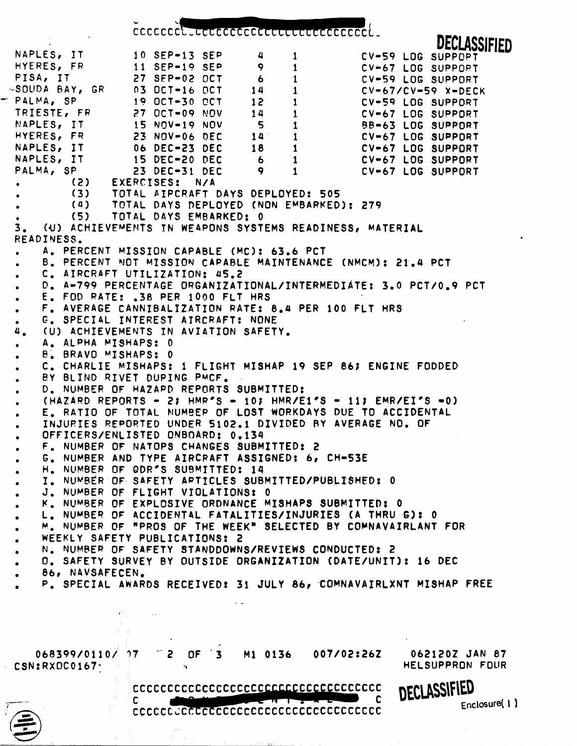DECLASSIFIED

| | | | | |
|---|---|---|---|---|
| NAPLES, IT | 10 SEP-13 SEP | 4 | 1 | CV-59 LOG SUPPORT |
| HYERES, FR | 11 SEP-19 SEP | 9 | 1 | CV-67 LOG SUPPORT |
| PISA, IT | 27 SEP-02 OCT | 6 | 1 | CV-59 LOG SUPPORT |
| SOUDA BAY, GR | 03 OCT-16 OCT | 14 | 1 | CV-67/CV-59 X-DECK |
| PALMA, SP | 19 OCT-30 OCT | 12 | 1 | CV-59 LOG SUPPORT |
| TRIESTE, FR | 27 OCT-09 NOV | 14 | 1 | CV-67 LOG SUPPORT |
| NAPLES, IT | 15 NOV-19 NOV | 5 | 1 | BB-63 LOG SUPPORT |
| HYERES, FR | 23 NOV-06 DEC | 14 | 1 | CV-67 LOG SUPPORT |
| NAPLES, IT | 06 DEC-23 DEC | 18 | 1 | CV-67 LOG SUPPORT |
| NAPLES, IT | 15 DEC-20 DEC | 6 | 1 | CV-67 LOG SUPPORT |
| PALMA, SP | 23 DEC-31 DEC | 9 | 1 | CV-67 LOG SUPPORT |

(2) EXERCISES: N/A

(3) TOTAL AIRCRAFT DAYS DEPLOYED: 505

(4) TOTAL DAYS DEPLOYED (NON EMBARKED): 279

(5) TOTAL DAYS EMBARKED: 0

3. (U) ACHIEVEMENTS IN WEAPONS SYSTEMS READINESS, MATERIAL READINESS.

A. PERCENT MISSION CAPABLE (MC): 63.6 PCT

B. PERCENT NOT MISSION CAPABLE MAINTENANCE (NMCM): 21.4 PCT

C. AIRCRAFT UTILIZATION: 45.2

D. A-799 PERCENTAGE ORGANIZATIONAL/INTERMEDIATE: 3.0 PCT/0.9 PCT

E. FOD RATE: .38 PER 1000 FLT HRS

F. AVERAGE CANNIBALIZATION RATE: 8.4 PER 100 FLT HRS

G. SPECIAL INTEREST AIRCRAFT: NONE

4. (U) ACHIEVEMENTS IN AVIATION SAFETY.

A. ALPHA MISHAPS: 0

B. BRAVO MISHAPS: 0

C. CHARLIE MISHAPS: 1 FLIGHT MISHAP 19 SEP 86; ENGINE FODDED BY BLIND RIVET DURING PMCF.

D. NUMBER OF HAZARD REPORTS SUBMITTED: (HAZARD REPORTS - 2; HMR'S - 10; HMR/EI'S - 11; EMR/EI'S -0)

E. RATIO OF TOTAL NUMBER OF LOST WORKDAYS DUE TO ACCIDENTAL INJURIES REPORTED UNDER 5102.1 DIVIDED BY AVERAGE NO. OF OFFICERS/ENLISTED ONBOARD: 0.134

F. NUMBER OF NATOPS CHANGES SUBMITTED: 2

G. NUMBER AND TYPE AIRCRAFT ASSIGNED: 6, CH-53E

H. NUMBER OF QDR'S SUBMITTED: 14

I. NUMBER OF SAFETY ARTICLES SUBMITTED/PUBLISHED: 0

J. NUMBER OF FLIGHT VIOLATIONS: 0

K. NUMBER OF EXPLOSIVE ORDNANCE MISHAPS SUBMITTED: 0

L. NUMBER OF ACCIDENTAL FATALITIES/INJURIES (A THRU G): 0

M. NUMBER OF "PROS OF THE WEEK" SELECTED BY COMNAVAIRLANT FOR WEEKLY SAFETY PUBLICATIONS: 2

N. NUMBER OF SAFETY STANDDOWNS/REVIEWS CONDUCTED: 2

O. SAFETY SURVEY BY OUTSIDE ORGANIZATION (DATE/UNIT): 16 DEC 86, NAVSAFECEN.

P. SPECIAL AWARDS RECEIVED: 31 JULY 86, COMNAVAIRLXNT MISHAP FREE

068399/0110/ 07 2 OF 3 M1 0136 007/02:26Z 062120Z JAN 87
CSN:RXOC0167 HELSUPPRON FOUR

DECLASSIFIED

Enclosure( 1 )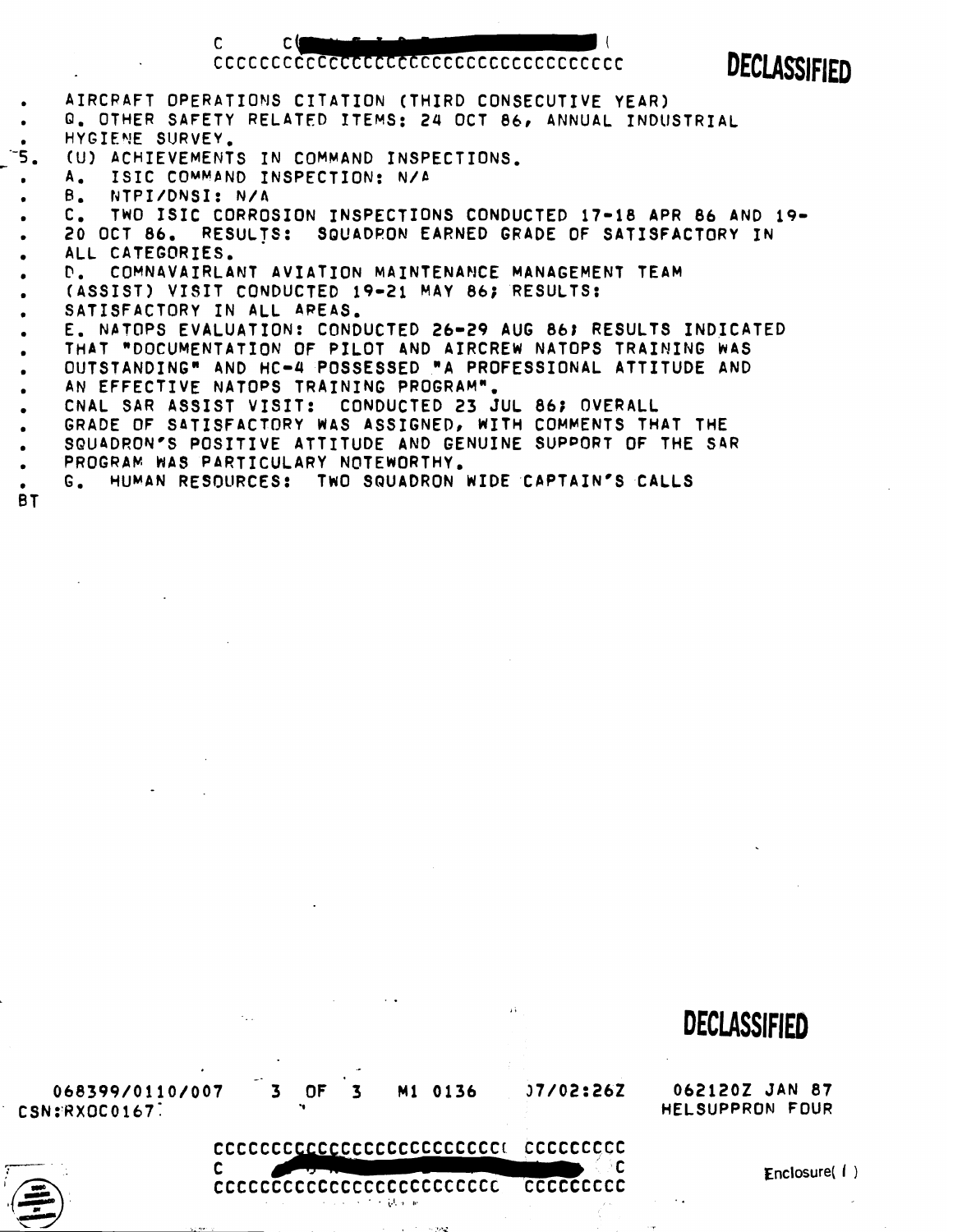AIRCRAFT OPERATIONS CITATION (THIRD CONSECUTIVE YEAR)

Q. OTHER SAFETY RELATED ITEMS: 24 OCT 86, ANNUAL INDUSTRIAL HYGIENE SURVEY.

5. (U) ACHIEVEMENTS IN COMMAND INSPECTIONS.

A. ISIC COMMAND INSPECTION: N/A

B. NTPI/DNSI: N/A

C. TWO ISIC CORROSION INSPECTIONS CONDUCTED 17-18 APR 86 AND 19-20 OCT 86. RESULTS: SQUADRON EARNED GRADE OF SATISFACTORY IN ALL CATEGORIES.

D. COMNAVAIRLANT AVIATION MAINTENANCE MANAGEMENT TEAM (ASSIST) VISIT CONDUCTED 19-21 MAY 86; RESULTS: SATISFACTORY IN ALL AREAS.

E. NATOPS EVALUATION: CONDUCTED 26-29 AUG 86; RESULTS INDICATED THAT "DOCUMENTATION OF PILOT AND AIRCREW NATOPS TRAINING WAS OUTSTANDING" AND HC-4 POSSESSED "A PROFESSIONAL ATTITUDE AND AN EFFECTIVE NATOPS TRAINING PROGRAM".

CNAL SAR ASSIST VISIT: CONDUCTED 23 JUL 86; OVERALL GRADE OF SATISFACTORY WAS ASSIGNED, WITH COMMENTS THAT THE SQUADRON'S POSITIVE ATTITUDE AND GENUINE SUPPORT OF THE SAR PROGRAM WAS PARTICULARY NOTEWORTHY.

G. HUMAN RESOURCES: TWO SQUADRON WIDE CAPTAIN'S CALLS

BT

068399/0110/007 3 OF 3 M1 0136 07/02:26Z 062120Z JAN 87
CSN:RXOC0167 HELSUPPRON FOUR

Enclosure( 1 )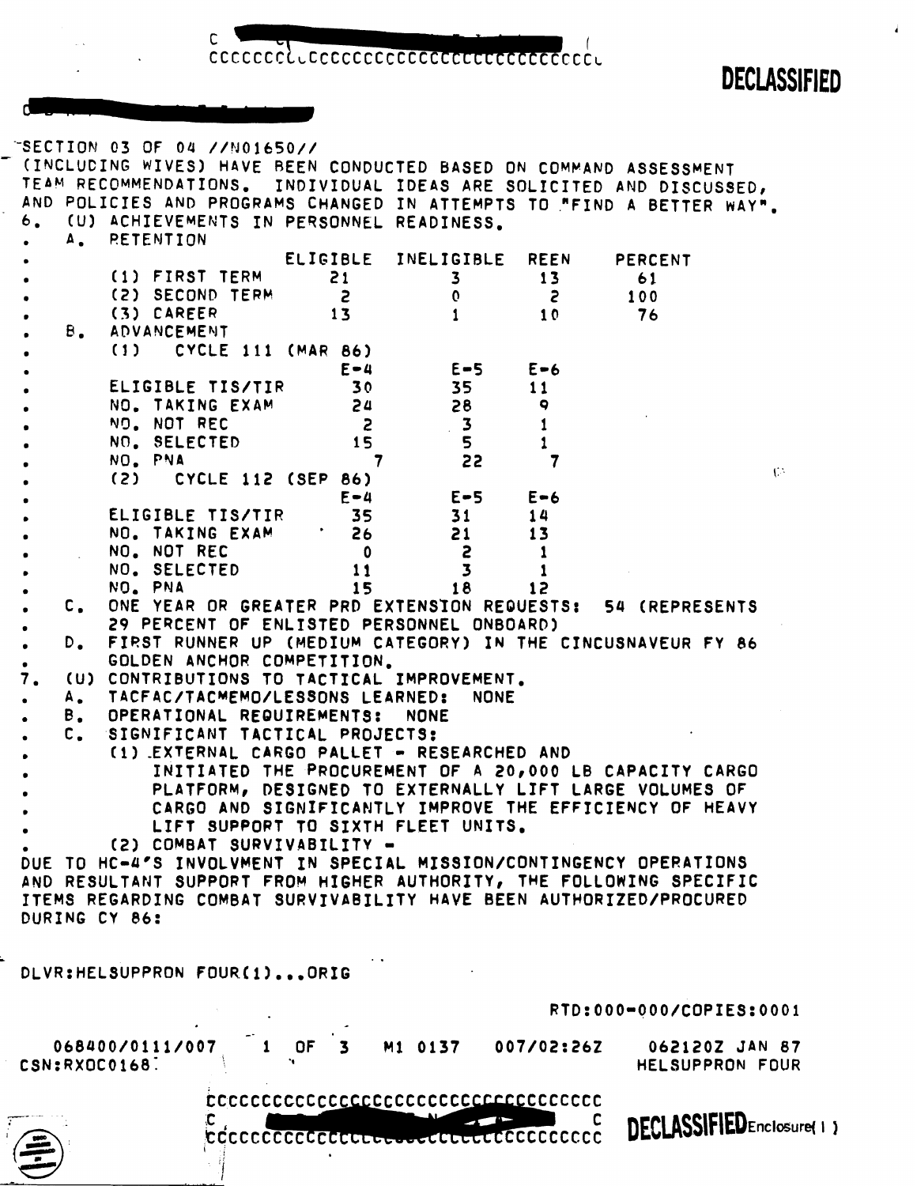DECLASSIFIED

SECTION 03 OF 04 //N01650//

(INCLUDING WIVES) HAVE BEEN CONDUCTED BASED ON COMMAND ASSESSMENT TEAM RECOMMENDATIONS. INDIVIDUAL IDEAS ARE SOLICITED AND DISCUSSED, AND POLICIES AND PROGRAMS CHANGED IN ATTEMPTS TO "FIND A BETTER WAY".

6. (U) ACHIEVEMENTS IN PERSONNEL READINESS.

A. RETENTION

| | ELIGIBLE | INELIGIBLE | REEN | PERCENT |
|---|---|---|---|---|
| (1) FIRST TERM | 21 | 3 | 13 | 61 |
| (2) SECOND TERM | 2 | 0 | 2 | 100 |
| (3) CAREER | 13 | 1 | 10 | 76 |

B. ADVANCEMENT

(1) CYCLE 111 (MAR 86)

| | E-4 | E-5 | E-6 |
|---|---|---|---|
| ELIGIBLE TIS/TIR | 30 | 35 | 11 |
| NO. TAKING EXAM | 24 | 28 | 9 |
| NO. NOT REC | 2 | 3 | 1 |
| NO. SELECTED | 15 | 5 | 1 |
| NO. PNA | 7 | 22 | 7 |

(2) CYCLE 112 (SEP 86)

| | E-4 | E-5 | E-6 |
|---|---|---|---|
| ELIGIBLE TIS/TIR | 35 | 31 | 14 |
| NO. TAKING EXAM | 26 | 21 | 13 |
| NO. NOT REC | 0 | 2 | 1 |
| NO. SELECTED | 11 | 3 | 1 |
| NO. PNA | 15 | 18 | 12 |

C. ONE YEAR OR GREATER PRD EXTENSION REQUESTS: 54 (REPRESENTS 29 PERCENT OF ENLISTED PERSONNEL ONBOARD)

D. FIRST RUNNER UP (MEDIUM CATEGORY) IN THE CINCUSNAVEUR FY 86 GOLDEN ANCHOR COMPETITION.

7. (U) CONTRIBUTIONS TO TACTICAL IMPROVEMENT.

A. TACFAC/TACMEMO/LESSONS LEARNED: NONE

B. OPERATIONAL REQUIREMENTS: NONE

C. SIGNIFICANT TACTICAL PROJECTS:

(1) EXTERNAL CARGO PALLET - RESEARCHED AND INITIATED THE PROCUREMENT OF A 20,000 LB CAPACITY CARGO PLATFORM, DESIGNED TO EXTERNALLY LIFT LARGE VOLUMES OF CARGO AND SIGNIFICANTLY IMPROVE THE EFFICIENCY OF HEAVY LIFT SUPPORT TO SIXTH FLEET UNITS.

(2) COMBAT SURVIVABILITY -

DUE TO HC-4'S INVOLVMENT IN SPECIAL MISSION/CONTINGENCY OPERATIONS AND RESULTANT SUPPORT FROM HIGHER AUTHORITY, THE FOLLOWING SPECIFIC ITEMS REGARDING COMBAT SURVIVABILITY HAVE BEEN AUTHORIZED/PROCURED DURING CY 86:

DLVR:HELSUPPRON FOUR(1)...ORIG

RTD:000-000/COPIES:0001

068400/0111/007 1 OF 3 M1 0137 007/02:26Z 062120Z JAN 87
CSN:RXOC0168 HELSUPPRON FOUR

DECLASSIFIED Enclosure( 1 )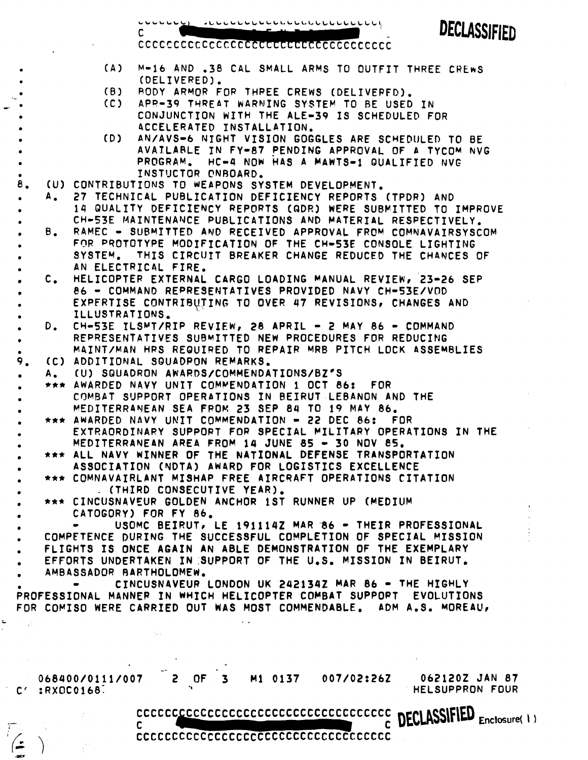(A) M-16 AND .38 CAL SMALL ARMS TO OUTFIT THREE CREWS (DELIVERED).

(B) BODY ARMOR FOR THREE CREWS (DELIVERED).

(C) APR-39 THREAT WARNING SYSTEM TO BE USED IN CONJUNCTION WITH THE ALE-39 IS SCHEDULED FOR ACCELERATED INSTALLATION.

(D) AN/AVS-6 NIGHT VISION GOGGLES ARE SCHEDULED TO BE AVAILABLE IN FY-87 PENDING APPROVAL OF A TYCOM NVG PROGRAM. HC-4 NOW HAS A MAWTS-1 QUALIFIED NVG INSTUCTOR ONBOARD.

8. (U) CONTRIBUTIONS TO WEAPONS SYSTEM DEVELOPMENT.

A. 27 TECHNICAL PUBLICATION DEFICIENCY REPORTS (TPDR) AND 14 QUALITY DEFICIENCY REPORTS (QDR) WERE SUBMITTED TO IMPROVE CH-53E MAINTENANCE PUBLICATIONS AND MATERIAL RESPECTIVELY.

B. RAMEC - SUBMITTED AND RECEIVED APPROVAL FROM COMNAVAIRSYSCOM FOR PROTOTYPE MODIFICATION OF THE CH-53E CONSOLE LIGHTING SYSTEM. THIS CIRCUIT BREAKER CHANGE REDUCED THE CHANCES OF AN ELECTRICAL FIRE.

C. HELICOPTER EXTERNAL CARGO LOADING MANUAL REVIEW, 23-26 SEP 86 - COMMAND REPRESENTATIVES PROVIDED NAVY CH-53E/VOD EXPERTISE CONTRIBUTING TO OVER 47 REVISIONS, CHANGES AND ILLUSTRATIONS.

D. CH-53E ILSMT/RIP REVIEW, 28 APRIL - 2 MAY 86 - COMMAND REPRESENTATIVES SUBMITTED NEW PROCEDURES FOR REDUCING MAINT/MAN HRS REQUIRED TO REPAIR MRB PITCH LOCK ASSEMBLIES

9. (C) ADDITIONAL SQUADRON REMARKS.

A. (U) SQUADRON AWARDS/COMMENDATIONS/BZ'S

*** AWARDED NAVY UNIT COMMENDATION 1 OCT 86: FOR COMBAT SUPPORT OPERATIONS IN BEIRUT LEBANON AND THE MEDITERRANEAN SEA FROM 23 SEP 84 TO 19 MAY 86.

*** AWARDED NAVY UNIT COMMENDATION - 22 DEC 86: FOR EXTRAORDINARY SUPPORT FOR SPECIAL MILITARY OPERATIONS IN THE MEDITERRANEAN AREA FROM 14 JUNE 85 - 30 NOV 85.

*** ALL NAVY WINNER OF THE NATIONAL DEFENSE TRANSPORTATION ASSOCIATION (NDTA) AWARD FOR LOGISTICS EXCELLENCE

*** COMNAVAIRLANT MISHAP FREE AIRCRAFT OPERATIONS CITATION (THIRD CONSECUTIVE YEAR).

*** CINCUSNAVEUR GOLDEN ANCHOR 1ST RUNNER UP (MEDIUM CATOGORY) FOR FY 86.

- USDMC BEIRUT, LE 191114Z MAR 86 - THEIR PROFESSIONAL COMPETENCE DURING THE SUCCESSFUL COMPLETION OF SPECIAL MISSION FLIGHTS IS ONCE AGAIN AN ABLE DEMONSTRATION OF THE EXEMPLARY EFFORTS UNDERTAKEN IN SUPPORT OF THE U.S. MISSION IN BEIRUT. AMBASSADOR BARTHOLOMEW.

- CINCUSNAVEUR LONDON UK 242134Z MAR 86 - THE HIGHLY PROFESSIONAL MANNER IN WHICH HELICOPTER COMBAT SUPPORT EVOLUTIONS FOR COMISO WERE CARRIED OUT WAS MOST COMMENDABLE. ADM A.S. MOREAU,

068400/0111/007 2 OF 3 M1 0137 007/02:26Z 062120Z JAN 87
:RXOC0168 HELSUPPRON FOUR

Enclosure( 1 )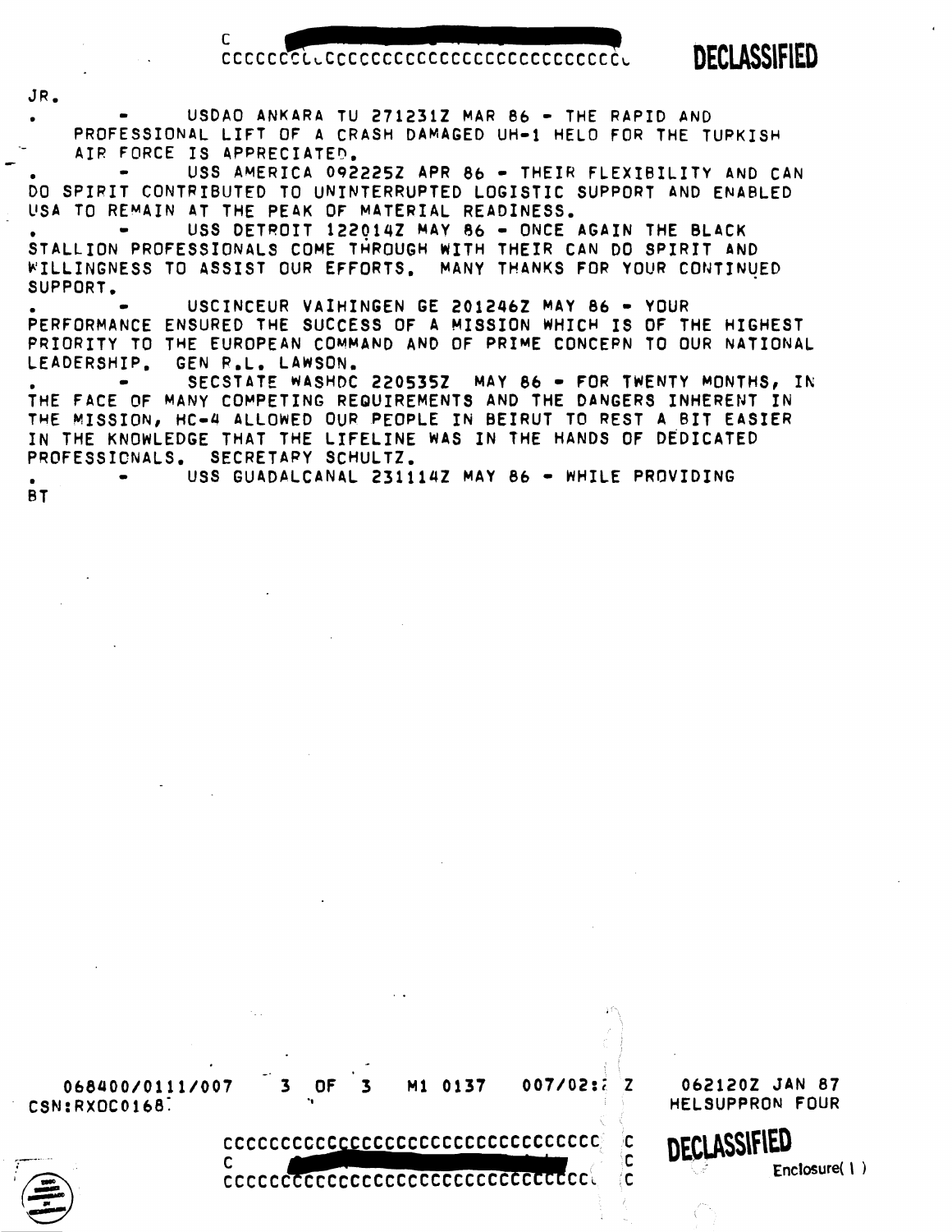JR.

- USDAO ANKARA TU 271231Z MAR 86 - THE RAPID AND PROFESSIONAL LIFT OF A CRASH DAMAGED UH-1 HELO FOR THE TURKISH AIR FORCE IS APPRECIATED.
- USS AMERICA 092225Z APR 86 - THEIR FLEXIBILITY AND CAN DO SPIRIT CONTRIBUTED TO UNINTERRUPTED LOGISTIC SUPPORT AND ENABLED USA TO REMAIN AT THE PEAK OF MATERIAL READINESS.
- USS DETROIT 122014Z MAY 86 - ONCE AGAIN THE BLACK STALLION PROFESSIONALS COME THROUGH WITH THEIR CAN DO SPIRIT AND WILLINGNESS TO ASSIST OUR EFFORTS. MANY THANKS FOR YOUR CONTINUED SUPPORT.
- USCINCEUR VAIHINGEN GE 201246Z MAY 86 - YOUR PERFORMANCE ENSURED THE SUCCESS OF A MISSION WHICH IS OF THE HIGHEST PRIORITY TO THE EUROPEAN COMMAND AND OF PRIME CONCERN TO OUR NATIONAL LEADERSHIP. GEN R.L. LAWSON.
- SECSTATE WASHDC 220535Z MAY 86 - FOR TWENTY MONTHS, IN THE FACE OF MANY COMPETING REQUIREMENTS AND THE DANGERS INHERENT IN THE MISSION, HC-4 ALLOWED OUR PEOPLE IN BEIRUT TO REST A BIT EASIER IN THE KNOWLEDGE THAT THE LIFELINE WAS IN THE HANDS OF DEDICATED PROFESSIONALS. SECRETARY SCHULTZ.
- USS GUADALCANAL 231114Z MAY 86 - WHILE PROVIDING

BT

068400/0111/007 3 OF 3 M1 0137 007/02:? Z 062120Z JAN 87
CSN:RXOC0168 HELSUPPRON FOUR

Enclosure( 1 )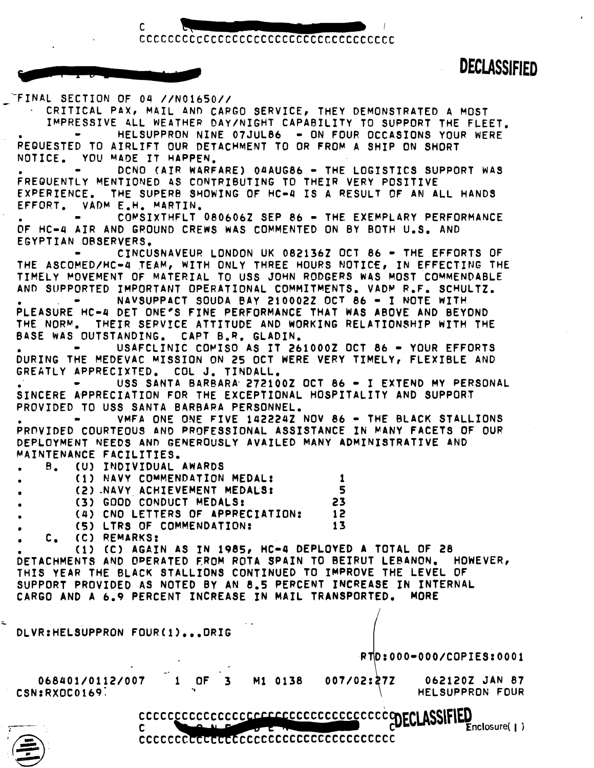FINAL SECTION OF 04 //N01650//

CRITICAL PAX, MAIL AND CARGO SERVICE, THEY DEMONSTRATED A MOST IMPRESSIVE ALL WEATHER DAY/NIGHT CAPABILITY TO SUPPORT THE FLEET.

- HELSUPPRON NINE 07JUL86 - ON FOUR OCCASIONS YOUR WERE REQUESTED TO AIRLIFT OUR DETACHMENT TO OR FROM A SHIP ON SHORT NOTICE. YOU MADE IT HAPPEN.
- DCNO (AIR WARFARE) 04AUG86 - THE LOGISTICS SUPPORT WAS FREQUENTLY MENTIONED AS CONTRIBUTING TO THEIR VERY POSITIVE EXPERIENCE. THE SUPERB SHOWING OF HC-4 IS A RESULT OF AN ALL HANDS EFFORT. VADM E.H. MARTIN.
- COMSIXTHFLT 080606Z SEP 86 - THE EXEMPLARY PERFORMANCE OF HC-4 AIR AND GROUND CREWS WAS COMMENTED ON BY BOTH U.S. AND EGYPTIAN OBSERVERS.
- CINCUSNAVEUR LONDON UK 082136Z OCT 86 - THE EFFORTS OF THE ASCOMED/HC-4 TEAM, WITH ONLY THREE HOURS NOTICE, IN EFFECTING THE TIMELY MOVEMENT OF MATERIAL TO USS JOHN RODGERS WAS MOST COMMENDABLE AND SUPPORTED IMPORTANT OPERATIONAL COMMITMENTS. VADM R.F. SCHULTZ.
- NAVSUPPACT SOUDA BAY 210002Z OCT 86 - I NOTE WITH PLEASURE HC-4 DET ONE'S FINE PERFORMANCE THAT WAS ABOVE AND BEYOND THE NORM. THEIR SERVICE ATTITUDE AND WORKING RELATIONSHIP WITH THE BASE WAS OUTSTANDING. CAPT B.R. GLADIN.
- USAFCLINIC COMISO AS IT 261000Z OCT 86 - YOUR EFFORTS DURING THE MEDEVAC MISSION ON 25 OCT WERE VERY TIMELY, FLEXIBLE AND GREATLY APPRECIXTED. COL J. TINDALL.
- USS SANTA BARBARA 272100Z OCT 86 - I EXTEND MY PERSONAL SINCERE APPRECIATION FOR THE EXCEPTIONAL HOSPITALITY AND SUPPORT PROVIDED TO USS SANTA BARBARA PERSONNEL.
- VMFA ONE ONE FIVE 142224Z NOV 86 - THE BLACK STALLIONS PROVIDED COURTEOUS AND PROFESSIONAL ASSISTANCE IN MANY FACETS OF OUR DEPLOYMENT NEEDS AND GENEROUSLY AVAILED MANY ADMINISTRATIVE AND MAINTENANCE FACILITIES.

B. (U) INDIVIDUAL AWARDS

| | |
|---|---|
| (1) NAVY COMMENDATION MEDAL: | 1 |
| (2) NAVY ACHIEVEMENT MEDALS: | 5 |
| (3) GOOD CONDUCT MEDALS: | 23 |
| (4) CNO LETTERS OF APPRECIATION: | 12 |
| (5) LTRS OF COMMENDATION: | 13 |

C. (C) REMARKS:

(1) (C) AGAIN AS IN 1985, HC-4 DEPLOYED A TOTAL OF 28 DETACHMENTS AND OPERATED FROM ROTA SPAIN TO BEIRUT LEBANON. HOWEVER, THIS YEAR THE BLACK STALLIONS CONTINUED TO IMPROVE THE LEVEL OF SUPPORT PROVIDED AS NOTED BY AN 8.5 PERCENT INCREASE IN INTERNAL CARGO AND A 6.9 PERCENT INCREASE IN MAIL TRANSPORTED. MORE

DLVR:HELSUPPRON FOUR(1)...ORIG

RTD:000-000/COPIES:0001

068401/0112/007 1 OF 3 M1 0138 007/02:27Z 062120Z JAN 87
CSN:RXOC0169 HELSUPPRON FOUR

Enclosure( 1 )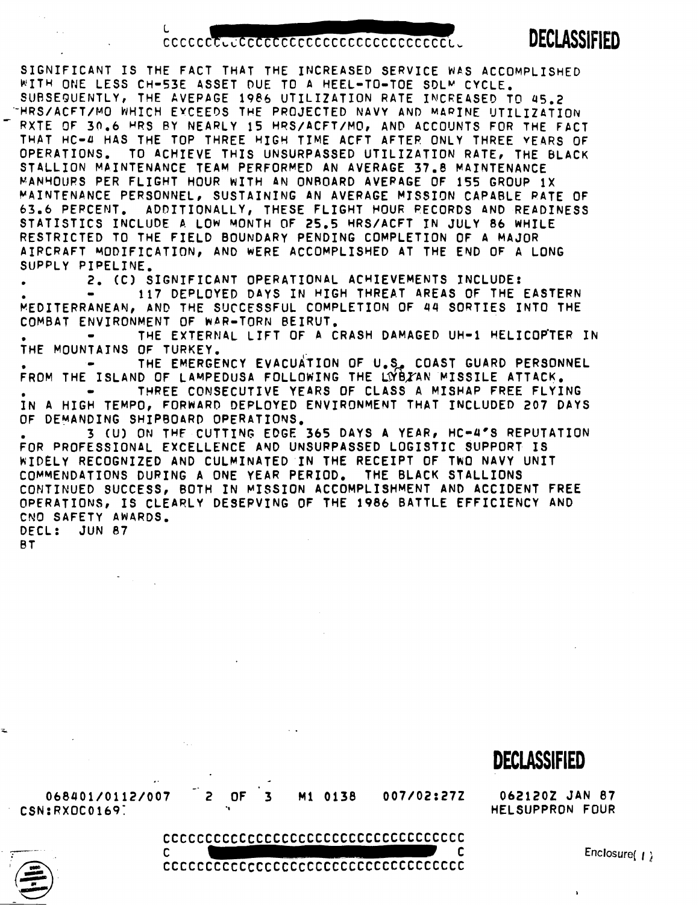SIGNIFICANT IS THE FACT THAT THE INCREASED SERVICE WAS ACCOMPLISHED WITH ONE LESS CH-53E ASSET DUE TO A HEEL-TO-TOE SDLM CYCLE. SUBSEQUENTLY, THE AVERAGE 1986 UTILIZATION RATE INCREASED TO 45.2 HRS/ACFT/MO WHICH EXCEEDS THE PROJECTED NAVY AND MARINE UTILIZATION RATE OF 30.6 HRS BY NEARLY 15 HRS/ACFT/MO, AND ACCOUNTS FOR THE FACT THAT HC-4 HAS THE TOP THREE HIGH TIME ACFT AFTER ONLY THREE YEARS OF OPERATIONS. TO ACHIEVE THIS UNSURPASSED UTILIZATION RATE, THE BLACK STALLION MAINTENANCE TEAM PERFORMED AN AVERAGE 37.8 MAINTENANCE MANHOURS PER FLIGHT HOUR WITH AN ONBOARD AVERAGE OF 155 GROUP 1X MAINTENANCE PERSONNEL, SUSTAINING AN AVERAGE MISSION CAPABLE RATE OF 63.6 PERCENT. ADDITIONALLY, THESE FLIGHT HOUR RECORDS AND READINESS STATISTICS INCLUDE A LOW MONTH OF 25.5 HRS/ACFT IN JULY 86 WHILE RESTRICTED TO THE FIELD BOUNDARY PENDING COMPLETION OF A MAJOR AIRCRAFT MODIFICATION, AND WERE ACCOMPLISHED AT THE END OF A LONG SUPPLY PIPELINE.

2. (C) SIGNIFICANT OPERATIONAL ACHIEVEMENTS INCLUDE:

- 117 DEPLOYED DAYS IN HIGH THREAT AREAS OF THE EASTERN MEDITERRANEAN, AND THE SUCCESSFUL COMPLETION OF 44 SORTIES INTO THE COMBAT ENVIRONMENT OF WAR-TORN BEIRUT.
- THE EXTERNAL LIFT OF A CRASH DAMAGED UH-1 HELICOPTER IN THE MOUNTAINS OF TURKEY.
- THE EMERGENCY EVACUATION OF U.S. COAST GUARD PERSONNEL FROM THE ISLAND OF LAMPEDUSA FOLLOWING THE LIBYAN MISSILE ATTACK.
- THREE CONSECUTIVE YEARS OF CLASS A MISHAP FREE FLYING IN A HIGH TEMPO, FORWARD DEPLOYED ENVIRONMENT THAT INCLUDED 207 DAYS OF DEMANDING SHIPBOARD OPERATIONS.

3 (U) ON THE CUTTING EDGE 365 DAYS A YEAR, HC-4'S REPUTATION FOR PROFESSIONAL EXCELLENCE AND UNSURPASSED LOGISTIC SUPPORT IS WIDELY RECOGNIZED AND CULMINATED IN THE RECEIPT OF TWO NAVY UNIT COMMENDATIONS DURING A ONE YEAR PERIOD. THE BLACK STALLIONS CONTINUED SUCCESS, BOTH IN MISSION ACCOMPLISHMENT AND ACCIDENT FREE OPERATIONS, IS CLEARLY DESERVING OF THE 1986 BATTLE EFFICIENCY AND CNO SAFETY AWARDS.

DECL: JUN 87

BT

068401/0112/007 2 OF 3 M1 0138 007/02:27Z 062120Z JAN 87

CSN:RXOC0169 HELSUPPRON FOUR

Enclosure( 1 )